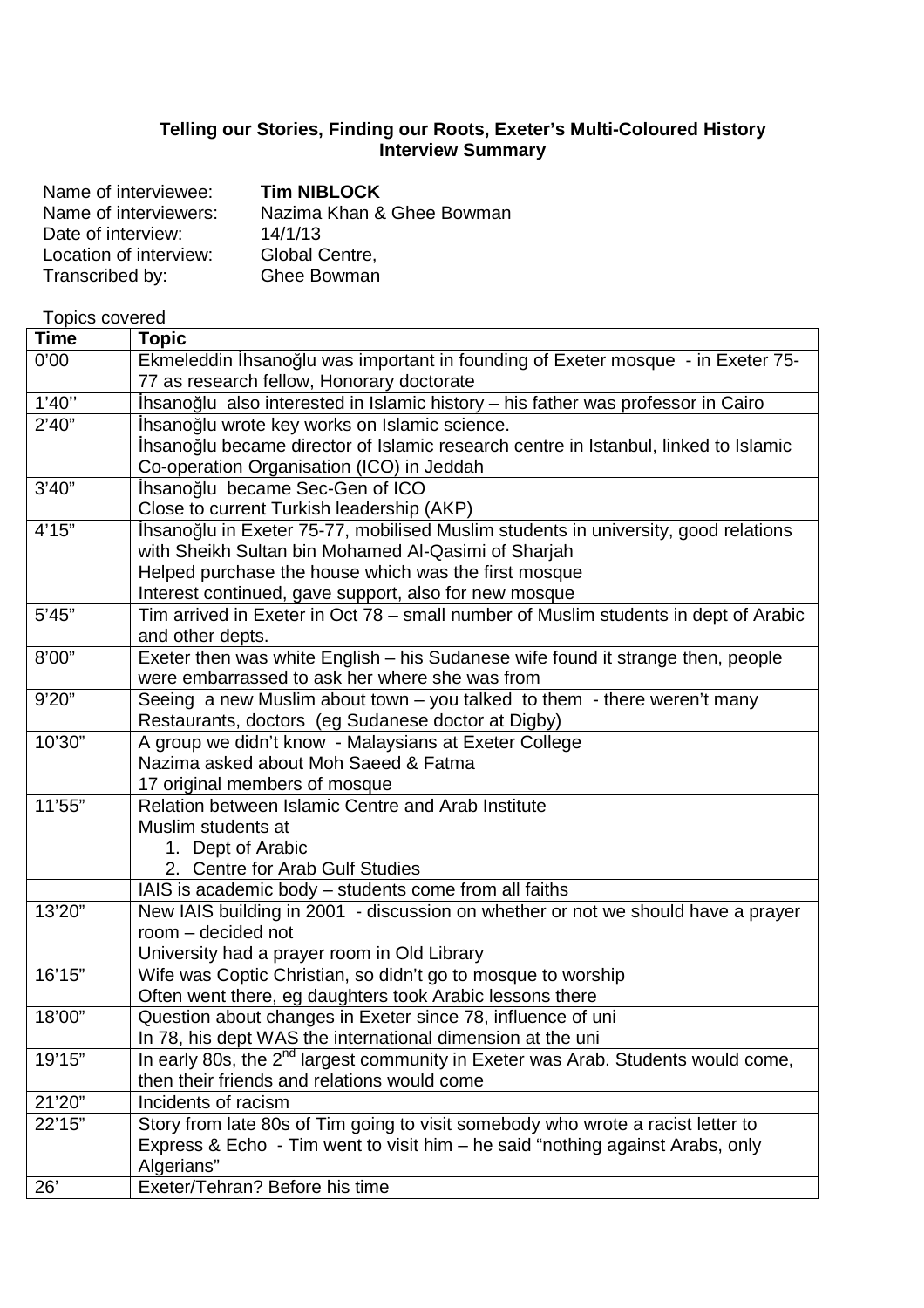**Telling our Stories, Finding our Roots, Exeter's Multi-Coloured History**
**Interview Summary**

Name of interviewee: **Tim NIBLOCK**
Name of interviewers: Nazima Khan & Ghee Bowman
Date of interview: 14/1/13
Location of interview: Global Centre,
Transcribed by: Ghee Bowman

Topics covered

| Time | Topic |
|---|---|
| 0'00 | Ekmeleddin İhsanoğlu was important in founding of Exeter mosque - in Exeter 75-77 as research fellow, Honorary doctorate |
| 1'40'' | İhsanoğlu also interested in Islamic history – his father was professor in Cairo |
| 2'40" | İhsanoğlu wrote key works on Islamic science.<br>İhsanoğlu became director of Islamic research centre in Istanbul, linked to Islamic Co-operation Organisation (ICO) in Jeddah |
| 3'40" | İhsanoğlu became Sec-Gen of ICO<br>Close to current Turkish leadership (AKP) |
| 4'15" | İhsanoğlu in Exeter 75-77, mobilised Muslim students in university, good relations with Sheikh Sultan bin Mohamed Al-Qasimi of Sharjah<br>Helped purchase the house which was the first mosque<br>Interest continued, gave support, also for new mosque |
| 5'45" | Tim arrived in Exeter in Oct 78 – small number of Muslim students in dept of Arabic and other depts. |
| 8'00" | Exeter then was white English – his Sudanese wife found it strange then, people were embarrassed to ask her where she was from |
| 9'20" | Seeing a new Muslim about town – you talked to them - there weren't many Restaurants, doctors (eg Sudanese doctor at Digby) |
| 10'30" | A group we didn't know - Malaysians at Exeter College<br>Nazima asked about Moh Saeed & Fatma<br>17 original members of mosque |
| 11'55" | Relation between Islamic Centre and Arab Institute<br>Muslim students at<br>1. Dept of Arabic<br>2. Centre for Arab Gulf Studies |
| | IAIS is academic body – students come from all faiths |
| 13'20" | New IAIS building in 2001 - discussion on whether or not we should have a prayer room – decided not<br>University had a prayer room in Old Library |
| 16'15" | Wife was Coptic Christian, so didn't go to mosque to worship<br>Often went there, eg daughters took Arabic lessons there |
| 18'00" | Question about changes in Exeter since 78, influence of uni<br>In 78, his dept WAS the international dimension at the uni |
| 19'15" | In early 80s, the 2nd largest community in Exeter was Arab. Students would come, then their friends and relations would come |
| 21'20" | Incidents of racism |
| 22'15" | Story from late 80s of Tim going to visit somebody who wrote a racist letter to Express & Echo - Tim went to visit him – he said "nothing against Arabs, only Algerians" |
| 26' | Exeter/Tehran? Before his time |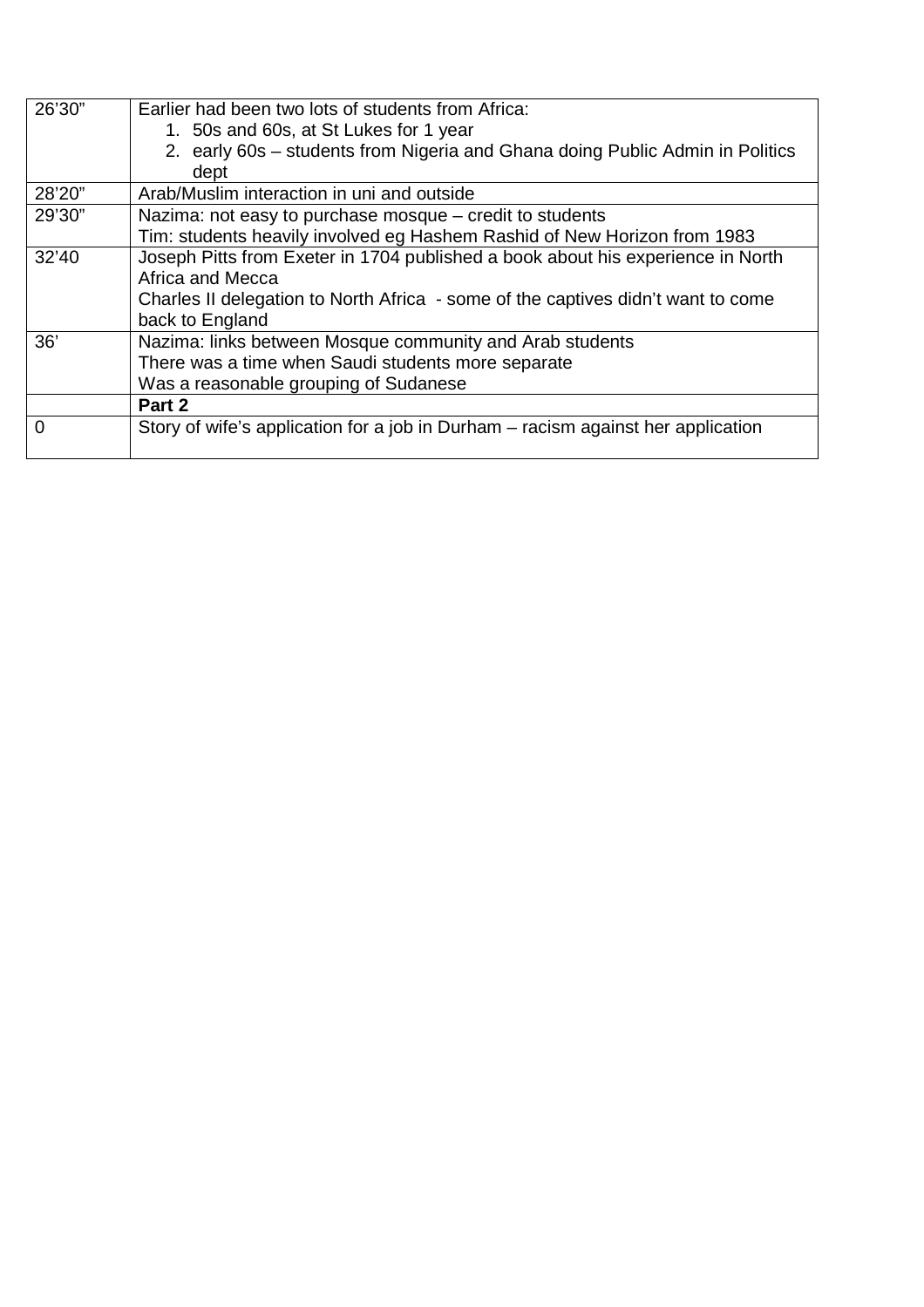| | |
|---|---|
| 26'30" | Earlier had been two lots of students from Africa:<br>1. 50s and 60s, at St Lukes for 1 year<br>2. early 60s – students from Nigeria and Ghana doing Public Admin in Politics dept |
| 28'20" | Arab/Muslim interaction in uni and outside |
| 29'30" | Nazima: not easy to purchase mosque – credit to students<br>Tim: students heavily involved eg Hashem Rashid of New Horizon from 1983 |
| 32'40 | Joseph Pitts from Exeter in 1704 published a book about his experience in North Africa and Mecca<br>Charles II delegation to North Africa - some of the captives didn't want to come back to England |
| 36' | Nazima: links between Mosque community and Arab students<br>There was a time when Saudi students more separate<br>Was a reasonable grouping of Sudanese |
| | **Part 2** |
| 0 | Story of wife's application for a job in Durham – racism against her application |